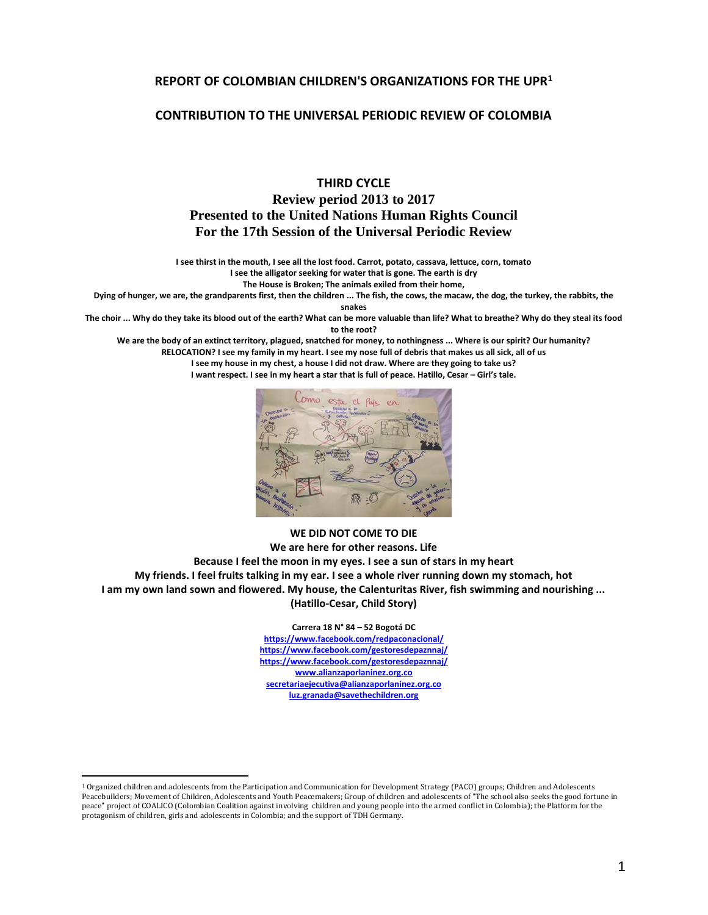# REPORT OF COLOMBIAN CHILDREN'S ORGANIZATIONS FOR THE UPR[1]

## CONTRIBUTION TO THE UNIVERSAL PERIODIC REVIEW OF COLOMBIA

### THIRD CYCLE

**Review period 2013 to 2017**
**Presented to the United Nations Human Rights Council**
**For the 17th Session of the Universal Periodic Review**

**I see thirst in the mouth, I see all the lost food. Carrot, potato, cassava, lettuce, corn, tomato**
**I see the alligator seeking for water that is gone. The earth is dry**
**The House is Broken; The animals exiled from their home,**
**Dying of hunger, we are, the grandparents first, then the children ... The fish, the cows, the macaw, the dog, the turkey, the rabbits, the snakes**
**The choir ... Why do they take its blood out of the earth? What can be more valuable than life? What to breathe? Why do they steal its food to the root?**
**We are the body of an extinct territory, plagued, snatched for money, to nothingness ... Where is our spirit? Our humanity?**
**RELOCATION? I see my family in my heart. I see my nose full of debris that makes us all sick, all of us**
**I see my house in my chest, a house I did not draw. Where are they going to take us?**
**I want respect. I see in my heart a star that is full of peace. Hatillo, Cesar – Girl's tale.**

**WE DID NOT COME TO DIE**
**We are here for other reasons. Life**
**Because I feel the moon in my eyes. I see a sun of stars in my heart**
**My friends. I feel fruits talking in my ear. I see a whole river running down my stomach, hot**
**I am my own land sown and flowered. My house, the Calenturitas River, fish swimming and nourishing ...**
**(Hatillo-Cesar, Child Story)**

**Carrera 18 N° 84 – 52 Bogotá DC**
https://www.facebook.com/redpaconacional/
https://www.facebook.com/gestoresdepaznnaj/
https://www.facebook.com/gestoresdepaznnaj/
www.alianzaporlaninez.org.co
secretariaejecutiva@alianzaporlaninez.org.co
luz.granada@savethechildren.org

---

[1] Organized children and adolescents from the Participation and Communication for Development Strategy (PACO) groups; Children and Adolescents Peacebuilders; Movement of Children, Adolescents and Youth Peacemakers; Group of children and adolescents of "The school also seeks the good fortune in peace" project of COALICO (Colombian Coalition against involving children and young people into the armed conflict in Colombia); the Platform for the protagonism of children, girls and adolescents in Colombia; and the support of TDH Germany.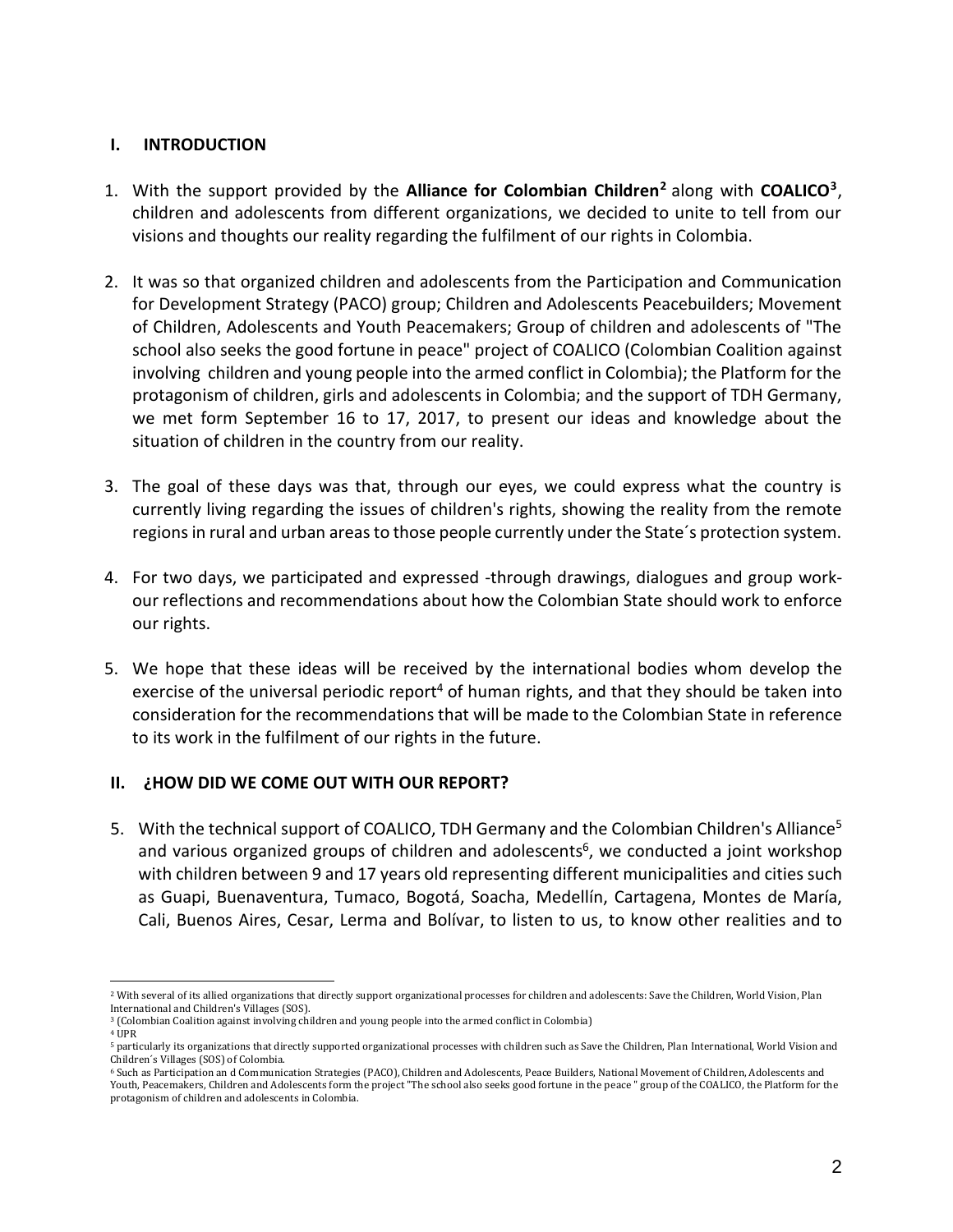## I. INTRODUCTION

1. With the support provided by the **Alliance for Colombian Children**[2] along with **COALICO**[3], children and adolescents from different organizations, we decided to unite to tell from our visions and thoughts our reality regarding the fulfilment of our rights in Colombia.

2. It was so that organized children and adolescents from the Participation and Communication for Development Strategy (PACO) group; Children and Adolescents Peacebuilders; Movement of Children, Adolescents and Youth Peacemakers; Group of children and adolescents of "The school also seeks the good fortune in peace" project of COALICO (Colombian Coalition against involving children and young people into the armed conflict in Colombia); the Platform for the protagonism of children, girls and adolescents in Colombia; and the support of TDH Germany, we met form September 16 to 17, 2017, to present our ideas and knowledge about the situation of children in the country from our reality.

3. The goal of these days was that, through our eyes, we could express what the country is currently living regarding the issues of children's rights, showing the reality from the remote regions in rural and urban areas to those people currently under the State´s protection system.

4. For two days, we participated and expressed -through drawings, dialogues and group work- our reflections and recommendations about how the Colombian State should work to enforce our rights.

5. We hope that these ideas will be received by the international bodies whom develop the exercise of the universal periodic report[4] of human rights, and that they should be taken into consideration for the recommendations that will be made to the Colombian State in reference to its work in the fulfilment of our rights in the future.

## II. ¿HOW DID WE COME OUT WITH OUR REPORT?

5. With the technical support of COALICO, TDH Germany and the Colombian Children's Alliance[5] and various organized groups of children and adolescents[6], we conducted a joint workshop with children between 9 and 17 years old representing different municipalities and cities such as Guapi, Buenaventura, Tumaco, Bogotá, Soacha, Medellín, Cartagena, Montes de María, Cali, Buenos Aires, Cesar, Lerma and Bolívar, to listen to us, to know other realities and to

---

[2] With several of its allied organizations that directly support organizational processes for children and adolescents: Save the Children, World Vision, Plan International and Children's Villages (SOS).

[3] (Colombian Coalition against involving children and young people into the armed conflict in Colombia)

[4] UPR

[5] particularly its organizations that directly supported organizational processes with children such as Save the Children, Plan International, World Vision and Children´s Villages (SOS) of Colombia.

[6] Such as Participation an d Communication Strategies (PACO), Children and Adolescents, Peace Builders, National Movement of Children, Adolescents and Youth, Peacemakers, Children and Adolescents form the project "The school also seeks good fortune in the peace " group of the COALICO, the Platform for the protagonism of children and adolescents in Colombia.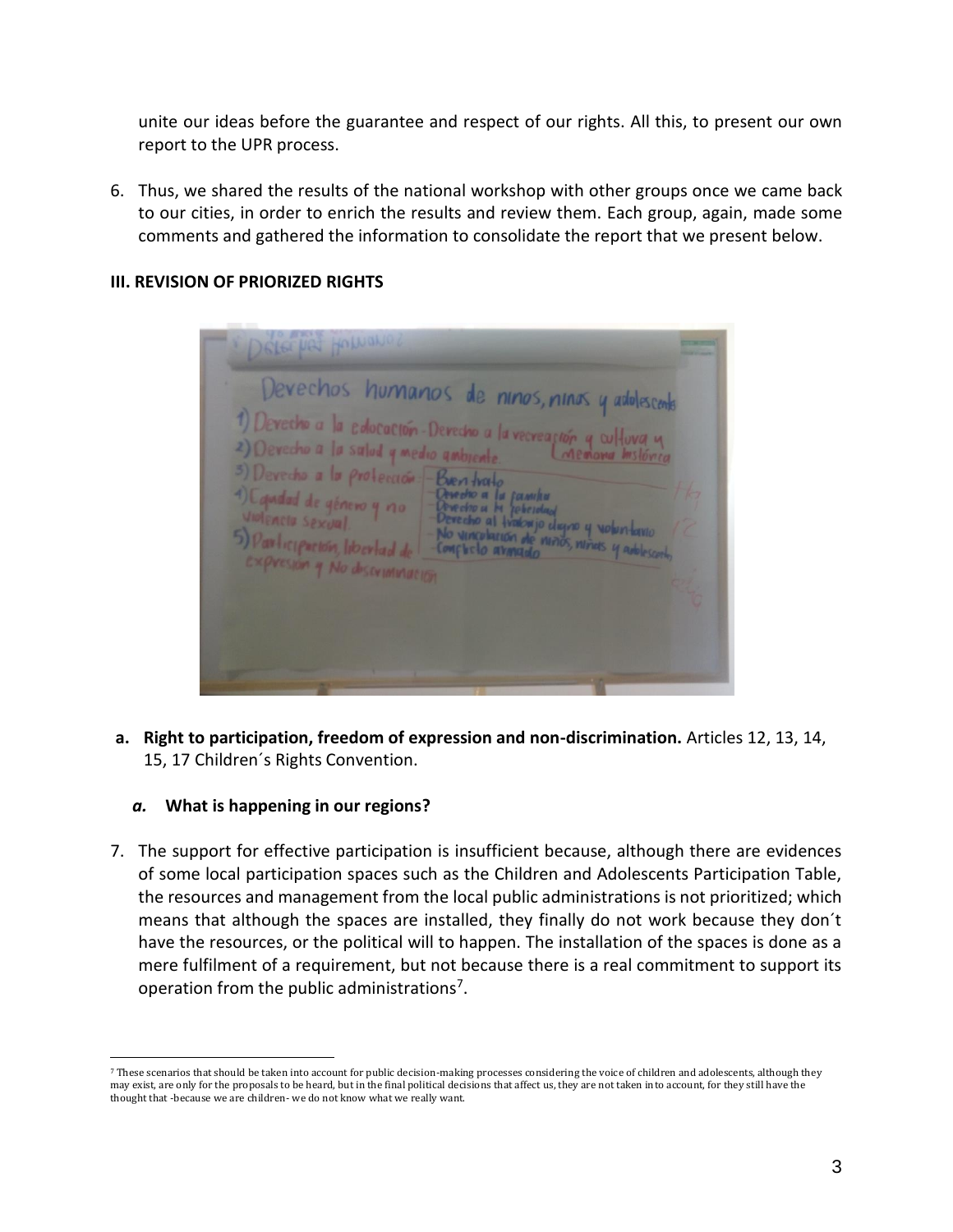unite our ideas before the guarantee and respect of our rights. All this, to present our own report to the UPR process.

6. Thus, we shared the results of the national workshop with other groups once we came back to our cities, in order to enrich the results and review them. Each group, again, made some comments and gathered the information to consolidate the report that we present below.

### III. REVISION OF PRIORIZED RIGHTS

**a. Right to participation, freedom of expression and non-discrimination.** Articles 12, 13, 14, 15, 17 Children´s Rights Convention.

***a.* What is happening in our regions?**

7. The support for effective participation is insufficient because, although there are evidences of some local participation spaces such as the Children and Adolescents Participation Table, the resources and management from the local public administrations is not prioritized; which means that although the spaces are installed, they finally do not work because they don´t have the resources, or the political will to happen. The installation of the spaces is done as a mere fulfilment of a requirement, but not because there is a real commitment to support its operation from the public administrations[7].

[7] These scenarios that should be taken into account for public decision-making processes considering the voice of children and adolescents, although they may exist, are only for the proposals to be heard, but in the final political decisions that affect us, they are not taken into account, for they still have the thought that -because we are children- we do not know what we really want.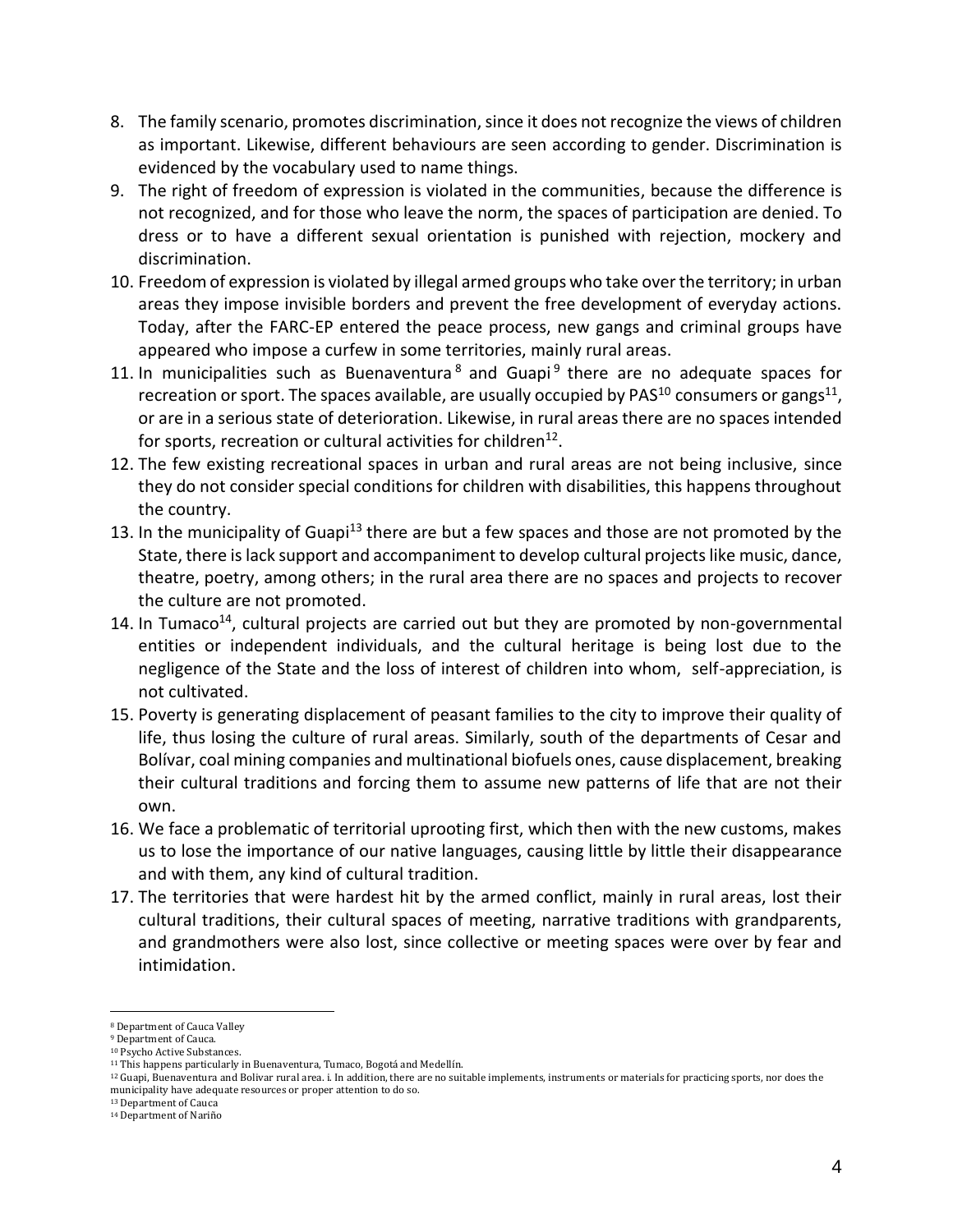8. The family scenario, promotes discrimination, since it does not recognize the views of children as important. Likewise, different behaviours are seen according to gender. Discrimination is evidenced by the vocabulary used to name things.
9. The right of freedom of expression is violated in the communities, because the difference is not recognized, and for those who leave the norm, the spaces of participation are denied. To dress or to have a different sexual orientation is punished with rejection, mockery and discrimination.
10. Freedom of expression is violated by illegal armed groups who take over the territory; in urban areas they impose invisible borders and prevent the free development of everyday actions. Today, after the FARC-EP entered the peace process, new gangs and criminal groups have appeared who impose a curfew in some territories, mainly rural areas.
11. In municipalities such as Buenaventura[8] and Guapi[9] there are no adequate spaces for recreation or sport. The spaces available, are usually occupied by PAS[10] consumers or gangs[11], or are in a serious state of deterioration. Likewise, in rural areas there are no spaces intended for sports, recreation or cultural activities for children[12].
12. The few existing recreational spaces in urban and rural areas are not being inclusive, since they do not consider special conditions for children with disabilities, this happens throughout the country.
13. In the municipality of Guapi[13] there are but a few spaces and those are not promoted by the State, there is lack support and accompaniment to develop cultural projects like music, dance, theatre, poetry, among others; in the rural area there are no spaces and projects to recover the culture are not promoted.
14. In Tumaco[14], cultural projects are carried out but they are promoted by non-governmental entities or independent individuals, and the cultural heritage is being lost due to the negligence of the State and the loss of interest of children into whom, self-appreciation, is not cultivated.
15. Poverty is generating displacement of peasant families to the city to improve their quality of life, thus losing the culture of rural areas. Similarly, south of the departments of Cesar and Bolívar, coal mining companies and multinational biofuels ones, cause displacement, breaking their cultural traditions and forcing them to assume new patterns of life that are not their own.
16. We face a problematic of territorial uprooting first, which then with the new customs, makes us to lose the importance of our native languages, causing little by little their disappearance and with them, any kind of cultural tradition.
17. The territories that were hardest hit by the armed conflict, mainly in rural areas, lost their cultural traditions, their cultural spaces of meeting, narrative traditions with grandparents, and grandmothers were also lost, since collective or meeting spaces were over by fear and intimidation.

---

[8] Department of Cauca Valley
[9] Department of Cauca.
[10] Psycho Active Substances.
[11] This happens particularly in Buenaventura, Tumaco, Bogotá and Medellín.
[12] Guapi, Buenaventura and Bolivar rural area. i. In addition, there are no suitable implements, instruments or materials for practicing sports, nor does the municipality have adequate resources or proper attention to do so.
[13] Department of Cauca
[14] Department of Nariño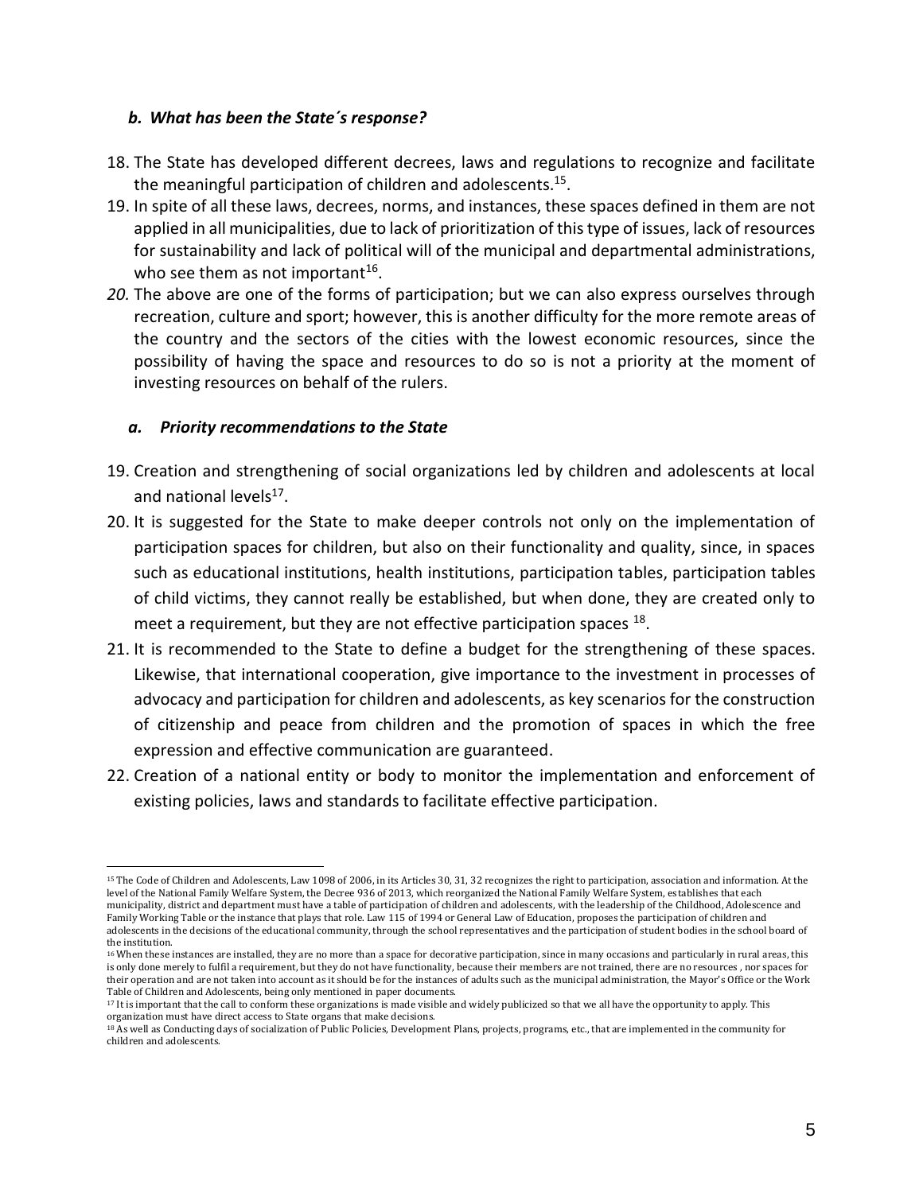### *b. What has been the State´s response?*

18. The State has developed different decrees, laws and regulations to recognize and facilitate the meaningful participation of children and adolescents.[15].
19. In spite of all these laws, decrees, norms, and instances, these spaces defined in them are not applied in all municipalities, due to lack of prioritization of this type of issues, lack of resources for sustainability and lack of political will of the municipal and departmental administrations, who see them as not important[16].
20. The above are one of the forms of participation; but we can also express ourselves through recreation, culture and sport; however, this is another difficulty for the more remote areas of the country and the sectors of the cities with the lowest economic resources, since the possibility of having the space and resources to do so is not a priority at the moment of investing resources on behalf of the rulers.

### *a. Priority recommendations to the State*

19. Creation and strengthening of social organizations led by children and adolescents at local and national levels[17].
20. It is suggested for the State to make deeper controls not only on the implementation of participation spaces for children, but also on their functionality and quality, since, in spaces such as educational institutions, health institutions, participation tables, participation tables of child victims, they cannot really be established, but when done, they are created only to meet a requirement, but they are not effective participation spaces [18].
21. It is recommended to the State to define a budget for the strengthening of these spaces. Likewise, that international cooperation, give importance to the investment in processes of advocacy and participation for children and adolescents, as key scenarios for the construction of citizenship and peace from children and the promotion of spaces in which the free expression and effective communication are guaranteed.
22. Creation of a national entity or body to monitor the implementation and enforcement of existing policies, laws and standards to facilitate effective participation.

---

[15] The Code of Children and Adolescents, Law 1098 of 2006, in its Articles 30, 31, 32 recognizes the right to participation, association and information. At the level of the National Family Welfare System, the Decree 936 of 2013, which reorganized the National Family Welfare System, establishes that each municipality, district and department must have a table of participation of children and adolescents, with the leadership of the Childhood, Adolescence and Family Working Table or the instance that plays that role. Law 115 of 1994 or General Law of Education, proposes the participation of children and adolescents in the decisions of the educational community, through the school representatives and the participation of student bodies in the school board of the institution.

[16] When these instances are installed, they are no more than a space for decorative participation, since in many occasions and particularly in rural areas, this is only done merely to fulfil a requirement, but they do not have functionality, because their members are not trained, there are no resources , nor spaces for their operation and are not taken into account as it should be for the instances of adults such as the municipal administration, the Mayor's Office or the Work Table of Children and Adolescents, being only mentioned in paper documents.

[17] It is important that the call to conform these organizations is made visible and widely publicized so that we all have the opportunity to apply. This organization must have direct access to State organs that make decisions.

[18] As well as Conducting days of socialization of Public Policies, Development Plans, projects, programs, etc., that are implemented in the community for children and adolescents.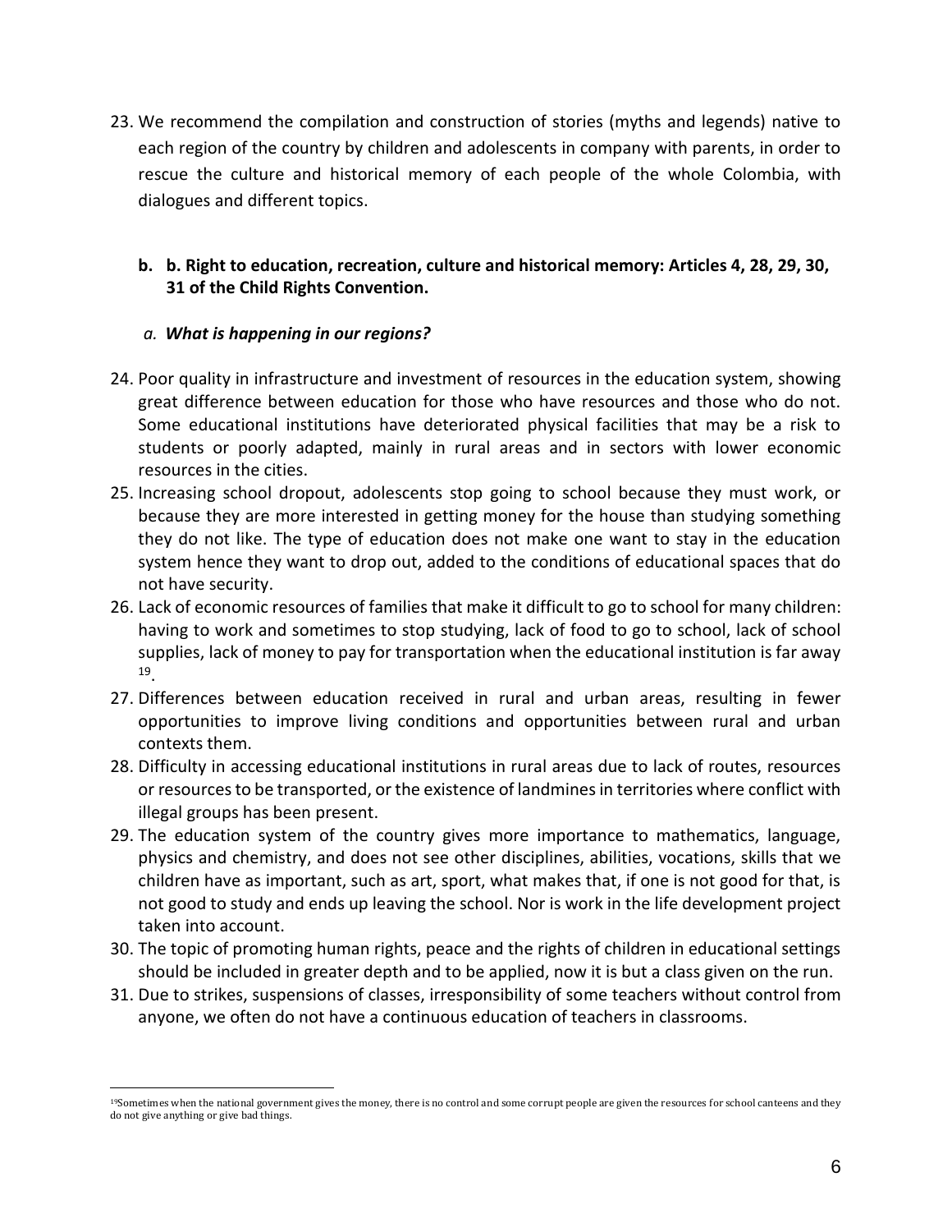23. We recommend the compilation and construction of stories (myths and legends) native to each region of the country by children and adolescents in company with parents, in order to rescue the culture and historical memory of each people of the whole Colombia, with dialogues and different topics.

### b. b. Right to education, recreation, culture and historical memory: Articles 4, 28, 29, 30, 31 of the Child Rights Convention.

#### *a. What is happening in our regions?*

24. Poor quality in infrastructure and investment of resources in the education system, showing great difference between education for those who have resources and those who do not. Some educational institutions have deteriorated physical facilities that may be a risk to students or poorly adapted, mainly in rural areas and in sectors with lower economic resources in the cities.
25. Increasing school dropout, adolescents stop going to school because they must work, or because they are more interested in getting money for the house than studying something they do not like. The type of education does not make one want to stay in the education system hence they want to drop out, added to the conditions of educational spaces that do not have security.
26. Lack of economic resources of families that make it difficult to go to school for many children: having to work and sometimes to stop studying, lack of food to go to school, lack of school supplies, lack of money to pay for transportation when the educational institution is far away [19].
27. Differences between education received in rural and urban areas, resulting in fewer opportunities to improve living conditions and opportunities between rural and urban contexts them.
28. Difficulty in accessing educational institutions in rural areas due to lack of routes, resources or resources to be transported, or the existence of landmines in territories where conflict with illegal groups has been present.
29. The education system of the country gives more importance to mathematics, language, physics and chemistry, and does not see other disciplines, abilities, vocations, skills that we children have as important, such as art, sport, what makes that, if one is not good for that, is not good to study and ends up leaving the school. Nor is work in the life development project taken into account.
30. The topic of promoting human rights, peace and the rights of children in educational settings should be included in greater depth and to be applied, now it is but a class given on the run.
31. Due to strikes, suspensions of classes, irresponsibility of some teachers without control from anyone, we often do not have a continuous education of teachers in classrooms.

---

[19] Sometimes when the national government gives the money, there is no control and some corrupt people are given the resources for school canteens and they do not give anything or give bad things.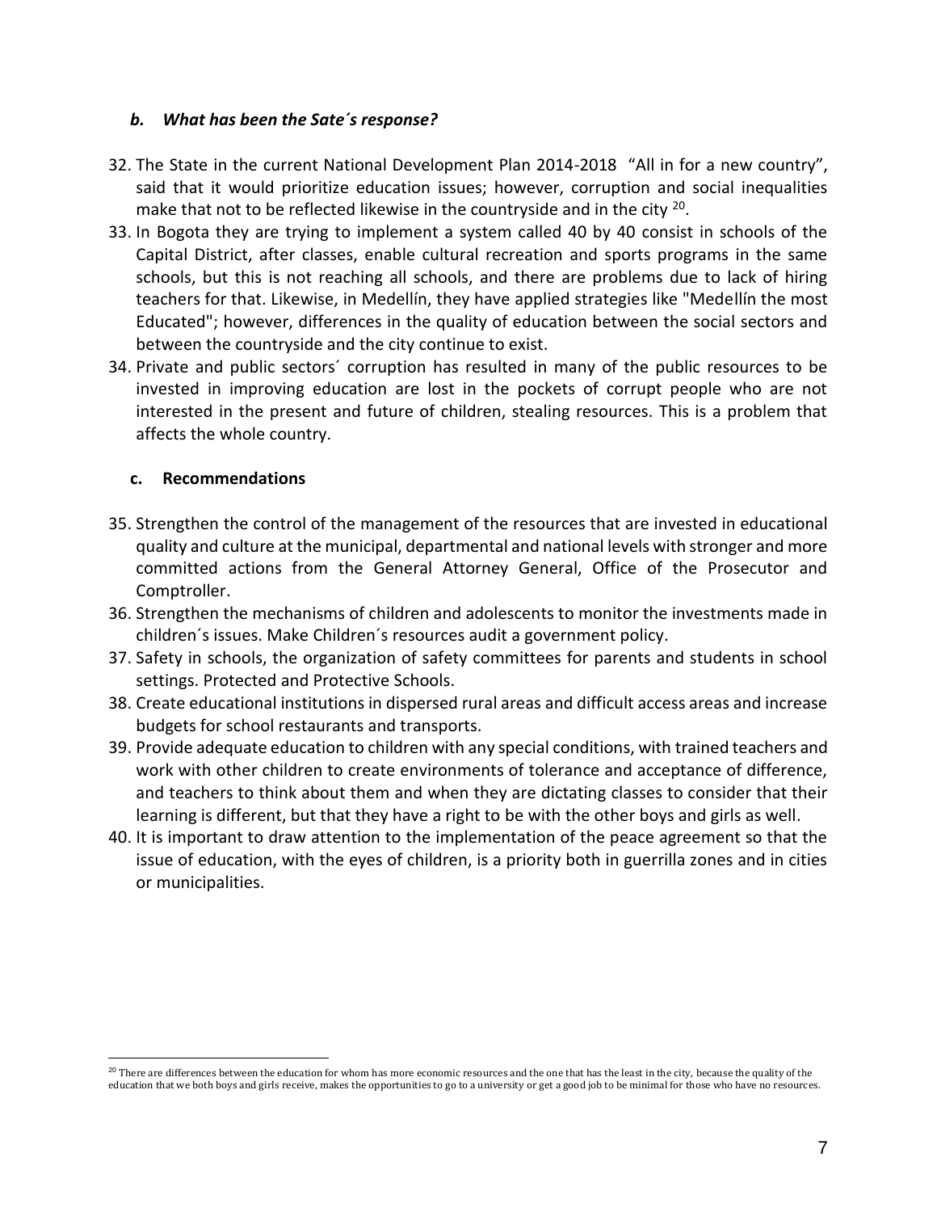### *b. What has been the Sate´s response?*

32. The State in the current National Development Plan 2014-2018 "All in for a new country", said that it would prioritize education issues; however, corruption and social inequalities make that not to be reflected likewise in the countryside and in the city [20].
33. In Bogota they are trying to implement a system called 40 by 40 consist in schools of the Capital District, after classes, enable cultural recreation and sports programs in the same schools, but this is not reaching all schools, and there are problems due to lack of hiring teachers for that. Likewise, in Medellín, they have applied strategies like "Medellín the most Educated"; however, differences in the quality of education between the social sectors and between the countryside and the city continue to exist.
34. Private and public sectors´ corruption has resulted in many of the public resources to be invested in improving education are lost in the pockets of corrupt people who are not interested in the present and future of children, stealing resources. This is a problem that affects the whole country.

### c. Recommendations

35. Strengthen the control of the management of the resources that are invested in educational quality and culture at the municipal, departmental and national levels with stronger and more committed actions from the General Attorney General, Office of the Prosecutor and Comptroller.
36. Strengthen the mechanisms of children and adolescents to monitor the investments made in children´s issues. Make Children´s resources audit a government policy.
37. Safety in schools, the organization of safety committees for parents and students in school settings. Protected and Protective Schools.
38. Create educational institutions in dispersed rural areas and difficult access areas and increase budgets for school restaurants and transports.
39. Provide adequate education to children with any special conditions, with trained teachers and work with other children to create environments of tolerance and acceptance of difference, and teachers to think about them and when they are dictating classes to consider that their learning is different, but that they have a right to be with the other boys and girls as well.
40. It is important to draw attention to the implementation of the peace agreement so that the issue of education, with the eyes of children, is a priority both in guerrilla zones and in cities or municipalities.

---

[20] There are differences between the education for whom has more economic resources and the one that has the least in the city, because the quality of the education that we both boys and girls receive, makes the opportunities to go to a university or get a good job to be minimal for those who have no resources.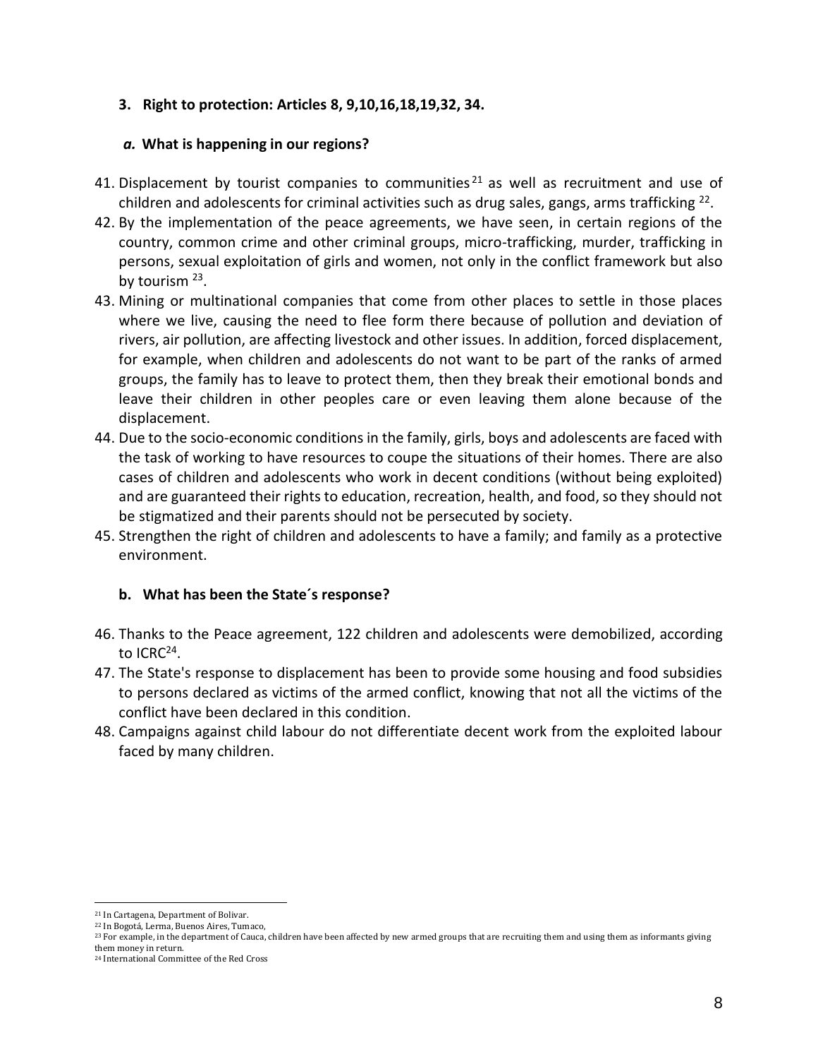### 3. Right to protection: Articles 8, 9,10,16,18,19,32, 34.

#### *a.* What is happening in our regions?

41. Displacement by tourist companies to communities [21] as well as recruitment and use of children and adolescents for criminal activities such as drug sales, gangs, arms trafficking [22].
42. By the implementation of the peace agreements, we have seen, in certain regions of the country, common crime and other criminal groups, micro-trafficking, murder, trafficking in persons, sexual exploitation of girls and women, not only in the conflict framework but also by tourism [23].
43. Mining or multinational companies that come from other places to settle in those places where we live, causing the need to flee form there because of pollution and deviation of rivers, air pollution, are affecting livestock and other issues. In addition, forced displacement, for example, when children and adolescents do not want to be part of the ranks of armed groups, the family has to leave to protect them, then they break their emotional bonds and leave their children in other peoples care or even leaving them alone because of the displacement.
44. Due to the socio-economic conditions in the family, girls, boys and adolescents are faced with the task of working to have resources to coupe the situations of their homes. There are also cases of children and adolescents who work in decent conditions (without being exploited) and are guaranteed their rights to education, recreation, health, and food, so they should not be stigmatized and their parents should not be persecuted by society.
45. Strengthen the right of children and adolescents to have a family; and family as a protective environment.

#### b. What has been the State´s response?

46. Thanks to the Peace agreement, 122 children and adolescents were demobilized, according to ICRC[24].
47. The State's response to displacement has been to provide some housing and food subsidies to persons declared as victims of the armed conflict, knowing that not all the victims of the conflict have been declared in this condition.
48. Campaigns against child labour do not differentiate decent work from the exploited labour faced by many children.

---

[21] In Cartagena, Department of Bolivar.

[22] In Bogotá, Lerma, Buenos Aires, Tumaco,

[23] For example, in the department of Cauca, children have been affected by new armed groups that are recruiting them and using them as informants giving them money in return.

[24] International Committee of the Red Cross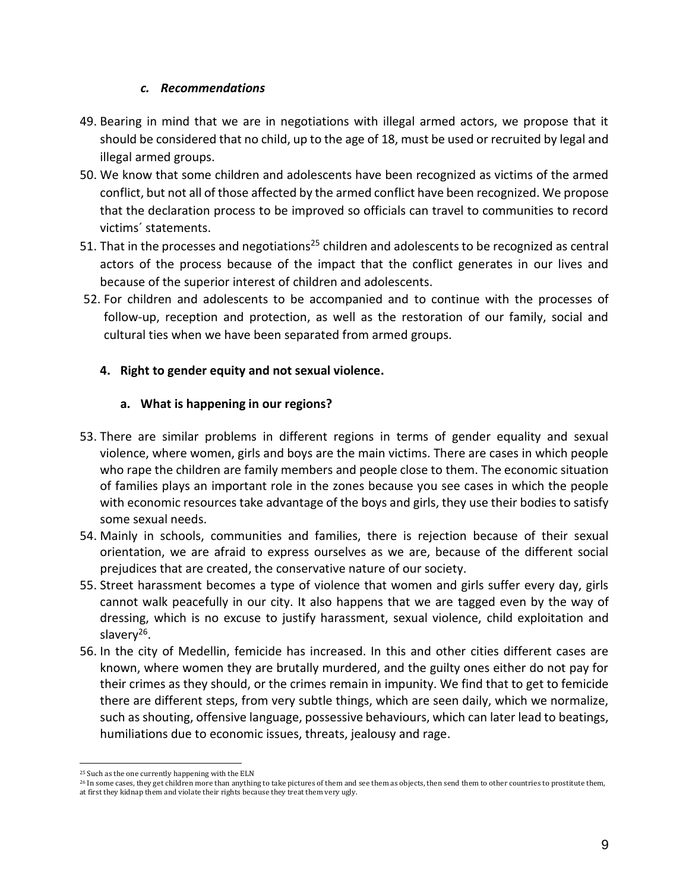### *c. Recommendations*

49. Bearing in mind that we are in negotiations with illegal armed actors, we propose that it should be considered that no child, up to the age of 18, must be used or recruited by legal and illegal armed groups.
50. We know that some children and adolescents have been recognized as victims of the armed conflict, but not all of those affected by the armed conflict have been recognized. We propose that the declaration process to be improved so officials can travel to communities to record victims´ statements.
51. That in the processes and negotiations[25] children and adolescents to be recognized as central actors of the process because of the impact that the conflict generates in our lives and because of the superior interest of children and adolescents.
52. For children and adolescents to be accompanied and to continue with the processes of follow-up, reception and protection, as well as the restoration of our family, social and cultural ties when we have been separated from armed groups.

## 4. Right to gender equity and not sexual violence.

### a. What is happening in our regions?

53. There are similar problems in different regions in terms of gender equality and sexual violence, where women, girls and boys are the main victims. There are cases in which people who rape the children are family members and people close to them. The economic situation of families plays an important role in the zones because you see cases in which the people with economic resources take advantage of the boys and girls, they use their bodies to satisfy some sexual needs.
54. Mainly in schools, communities and families, there is rejection because of their sexual orientation, we are afraid to express ourselves as we are, because of the different social prejudices that are created, the conservative nature of our society.
55. Street harassment becomes a type of violence that women and girls suffer every day, girls cannot walk peacefully in our city. It also happens that we are tagged even by the way of dressing, which is no excuse to justify harassment, sexual violence, child exploitation and slavery[26].
56. In the city of Medellin, femicide has increased. In this and other cities different cases are known, where women they are brutally murdered, and the guilty ones either do not pay for their crimes as they should, or the crimes remain in impunity. We find that to get to femicide there are different steps, from very subtle things, which are seen daily, which we normalize, such as shouting, offensive language, possessive behaviours, which can later lead to beatings, humiliations due to economic issues, threats, jealousy and rage.

---

[25] Such as the one currently happening with the ELN

[26] In some cases, they get children more than anything to take pictures of them and see them as objects, then send them to other countries to prostitute them, at first they kidnap them and violate their rights because they treat them very ugly.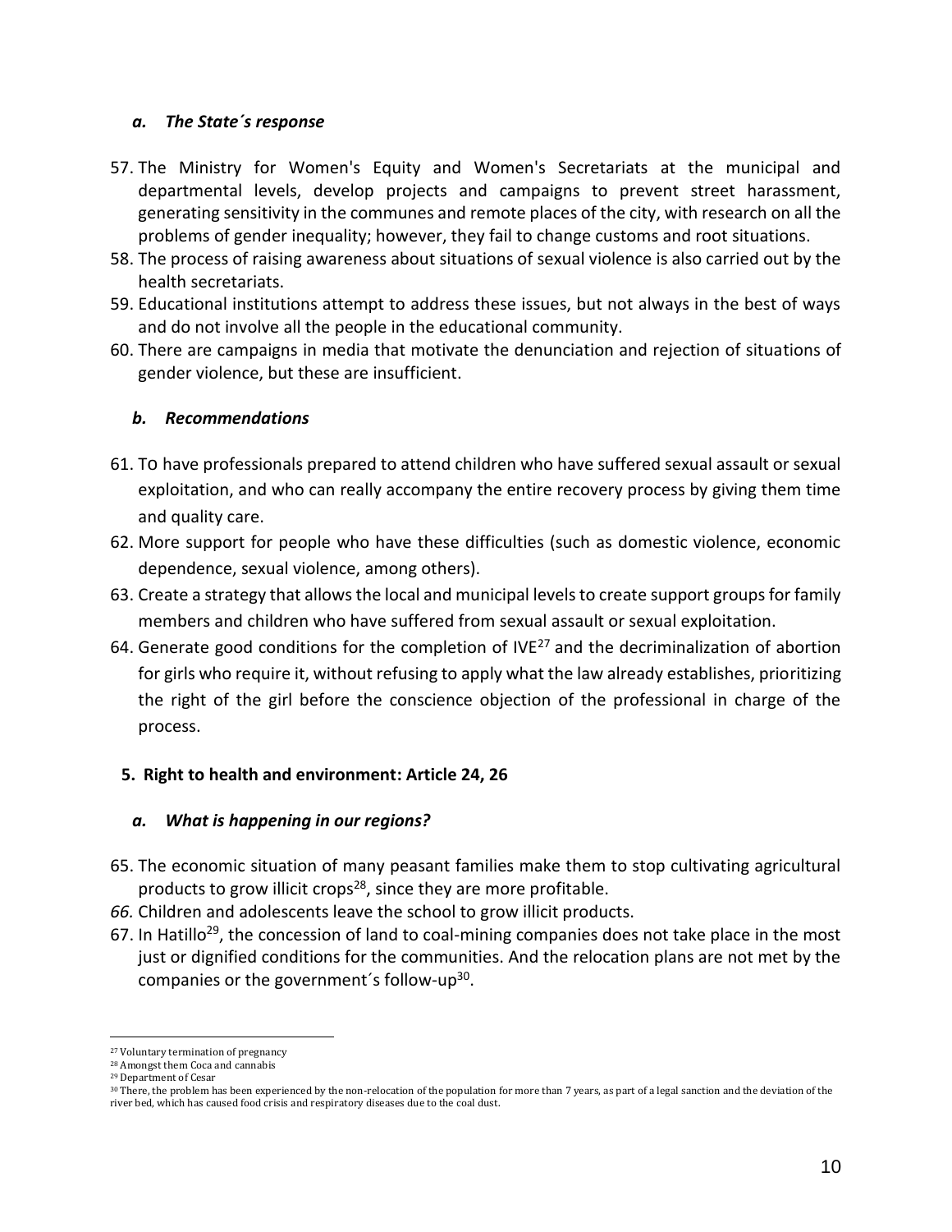### *a. The State´s response*

57. The Ministry for Women's Equity and Women's Secretariats at the municipal and departmental levels, develop projects and campaigns to prevent street harassment, generating sensitivity in the communes and remote places of the city, with research on all the problems of gender inequality; however, they fail to change customs and root situations.
58. The process of raising awareness about situations of sexual violence is also carried out by the health secretariats.
59. Educational institutions attempt to address these issues, but not always in the best of ways and do not involve all the people in the educational community.
60. There are campaigns in media that motivate the denunciation and rejection of situations of gender violence, but these are insufficient.

### *b. Recommendations*

61. To have professionals prepared to attend children who have suffered sexual assault or sexual exploitation, and who can really accompany the entire recovery process by giving them time and quality care.
62. More support for people who have these difficulties (such as domestic violence, economic dependence, sexual violence, among others).
63. Create a strategy that allows the local and municipal levels to create support groups for family members and children who have suffered from sexual assault or sexual exploitation.
64. Generate good conditions for the completion of IVE[27] and the decriminalization of abortion for girls who require it, without refusing to apply what the law already establishes, prioritizing the right of the girl before the conscience objection of the professional in charge of the process.

## 5. Right to health and environment: Article 24, 26

### *a. What is happening in our regions?*

65. The economic situation of many peasant families make them to stop cultivating agricultural products to grow illicit crops[28], since they are more profitable.
66. Children and adolescents leave the school to grow illicit products.
67. In Hatillo[29], the concession of land to coal-mining companies does not take place in the most just or dignified conditions for the communities. And the relocation plans are not met by the companies or the government´s follow-up[30].

---

[27] Voluntary termination of pregnancy

[28] Amongst them Coca and cannabis

[29] Department of Cesar

[30] There, the problem has been experienced by the non-relocation of the population for more than 7 years, as part of a legal sanction and the deviation of the river bed, which has caused food crisis and respiratory diseases due to the coal dust.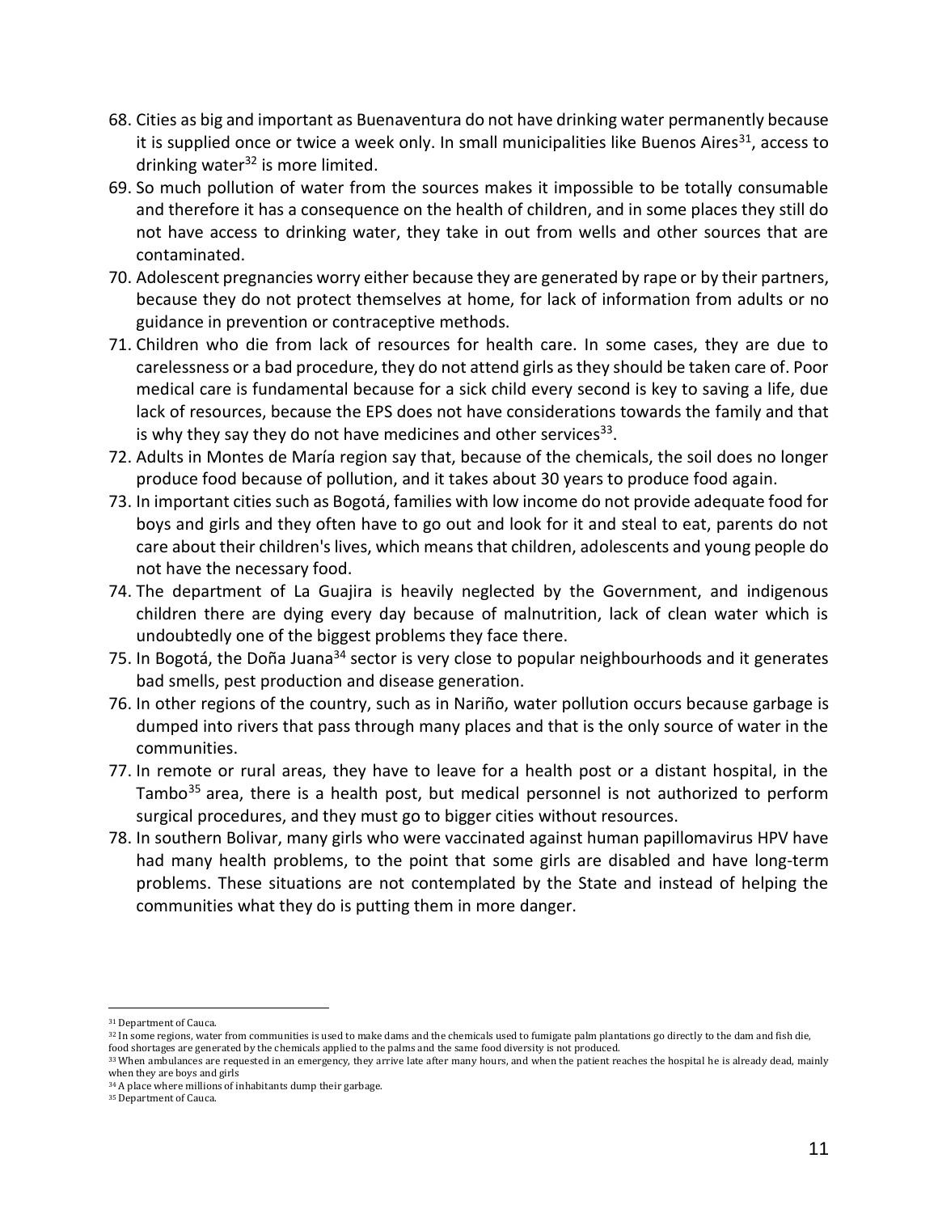68. Cities as big and important as Buenaventura do not have drinking water permanently because it is supplied once or twice a week only. In small municipalities like Buenos Aires[31], access to drinking water[32] is more limited.
69. So much pollution of water from the sources makes it impossible to be totally consumable and therefore it has a consequence on the health of children, and in some places they still do not have access to drinking water, they take in out from wells and other sources that are contaminated.
70. Adolescent pregnancies worry either because they are generated by rape or by their partners, because they do not protect themselves at home, for lack of information from adults or no guidance in prevention or contraceptive methods.
71. Children who die from lack of resources for health care. In some cases, they are due to carelessness or a bad procedure, they do not attend girls as they should be taken care of. Poor medical care is fundamental because for a sick child every second is key to saving a life, due lack of resources, because the EPS does not have considerations towards the family and that is why they say they do not have medicines and other services[33].
72. Adults in Montes de María region say that, because of the chemicals, the soil does no longer produce food because of pollution, and it takes about 30 years to produce food again.
73. In important cities such as Bogotá, families with low income do not provide adequate food for boys and girls and they often have to go out and look for it and steal to eat, parents do not care about their children's lives, which means that children, adolescents and young people do not have the necessary food.
74. The department of La Guajira is heavily neglected by the Government, and indigenous children there are dying every day because of malnutrition, lack of clean water which is undoubtedly one of the biggest problems they face there.
75. In Bogotá, the Doña Juana[34] sector is very close to popular neighbourhoods and it generates bad smells, pest production and disease generation.
76. In other regions of the country, such as in Nariño, water pollution occurs because garbage is dumped into rivers that pass through many places and that is the only source of water in the communities.
77. In remote or rural areas, they have to leave for a health post or a distant hospital, in the Tambo[35] area, there is a health post, but medical personnel is not authorized to perform surgical procedures, and they must go to bigger cities without resources.
78. In southern Bolivar, many girls who were vaccinated against human papillomavirus HPV have had many health problems, to the point that some girls are disabled and have long-term problems. These situations are not contemplated by the State and instead of helping the communities what they do is putting them in more danger.

---

[31] Department of Cauca.

[32] In some regions, water from communities is used to make dams and the chemicals used to fumigate palm plantations go directly to the dam and fish die, food shortages are generated by the chemicals applied to the palms and the same food diversity is not produced.

[33] When ambulances are requested in an emergency, they arrive late after many hours, and when the patient reaches the hospital he is already dead, mainly when they are boys and girls

[34] A place where millions of inhabitants dump their garbage.

[35] Department of Cauca.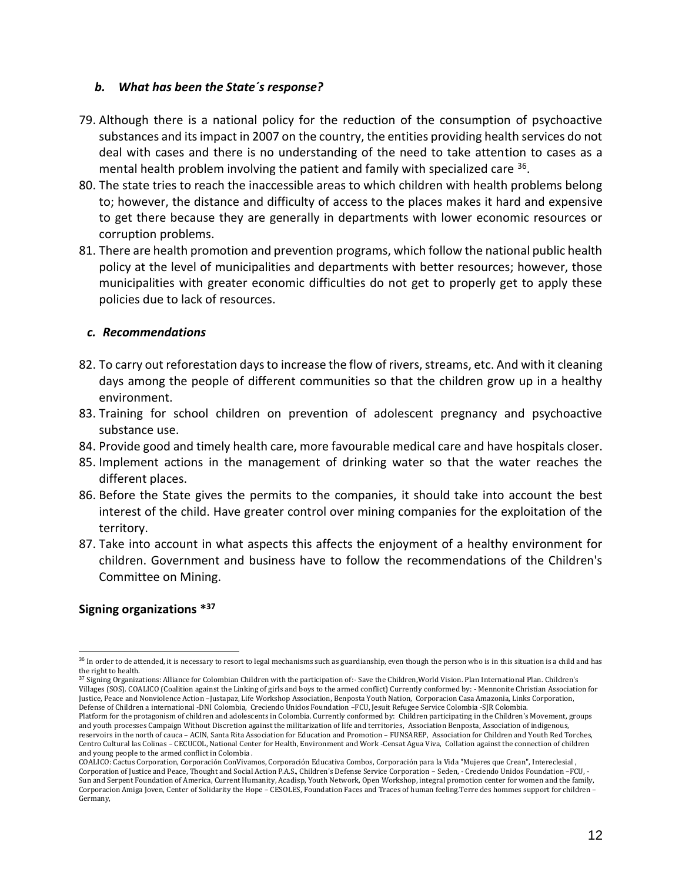### *b. What has been the State´s response?*

79. Although there is a national policy for the reduction of the consumption of psychoactive substances and its impact in 2007 on the country, the entities providing health services do not deal with cases and there is no understanding of the need to take attention to cases as a mental health problem involving the patient and family with specialized care [36].
80. The state tries to reach the inaccessible areas to which children with health problems belong to; however, the distance and difficulty of access to the places makes it hard and expensive to get there because they are generally in departments with lower economic resources or corruption problems.
81. There are health promotion and prevention programs, which follow the national public health policy at the level of municipalities and departments with better resources; however, those municipalities with greater economic difficulties do not get to properly get to apply these policies due to lack of resources.

### *c. Recommendations*

82. To carry out reforestation days to increase the flow of rivers, streams, etc. And with it cleaning days among the people of different communities so that the children grow up in a healthy environment.
83. Training for school children on prevention of adolescent pregnancy and psychoactive substance use.
84. Provide good and timely health care, more favourable medical care and have hospitals closer.
85. Implement actions in the management of drinking water so that the water reaches the different places.
86. Before the State gives the permits to the companies, it should take into account the best interest of the child. Have greater control over mining companies for the exploitation of the territory.
87. Take into account in what aspects this affects the enjoyment of a healthy environment for children. Government and business have to follow the recommendations of the Children's Committee on Mining.

**Signing organizations *[37]**

---

[36] In order to de attended, it is necessary to resort to legal mechanisms such as guardianship, even though the person who is in this situation is a child and has the right to health.

[37] Signing Organizations: Alliance for Colombian Children with the participation of:- Save the Children,World Vision. Plan International Plan. Children's Villages (SOS). COALICO (Coalition against the Linking of girls and boys to the armed conflict) Currently conformed by: - Mennonite Christian Association for Justice, Peace and Nonviolence Action –Justapaz, Life Workshop Association, Benposta Youth Nation, Corporacion Casa Amazonia, Links Corporation, Defense of Children a international -DNI Colombia, Creciendo Unidos Foundation –FCU, Jesuit Refugee Service Colombia -SJR Colombia.
Platform for the protagonism of children and adolescents in Colombia. Currently conformed by: Children participating in the Children's Movement, groups and youth processes Campaign Without Discretion against the militarization of life and territories, Association Benposta, Association of indigenous, reservoirs in the north of cauca – ACIN, Santa Rita Association for Education and Promotion – FUNSAREP, Association for Children and Youth Red Torches, Centro Cultural las Colinas – CECUCOL, National Center for Health, Environment and Work -Censat Agua Viva, Collation against the connection of children and young people to the armed conflict in Colombia .
COALICO: Cactus Corporation, Corporación ConVivamos, Corporación Educativa Combos, Corporación para la Vida "Mujeres que Crean", Intereclesial , Corporation of Justice and Peace, Thought and Social Action P.A.S., Children's Defense Service Corporation – Seden, - Creciendo Unidos Foundation –FCU, - Sun and Serpent Foundation of America, Current Humanity, Acadisp, Youth Network, Open Workshop, integral promotion center for women and the family, Corporacion Amiga Joven, Center of Solidarity the Hope – CESOLES, Foundation Faces and Traces of human feeling.Terre des hommes support for children – Germany,